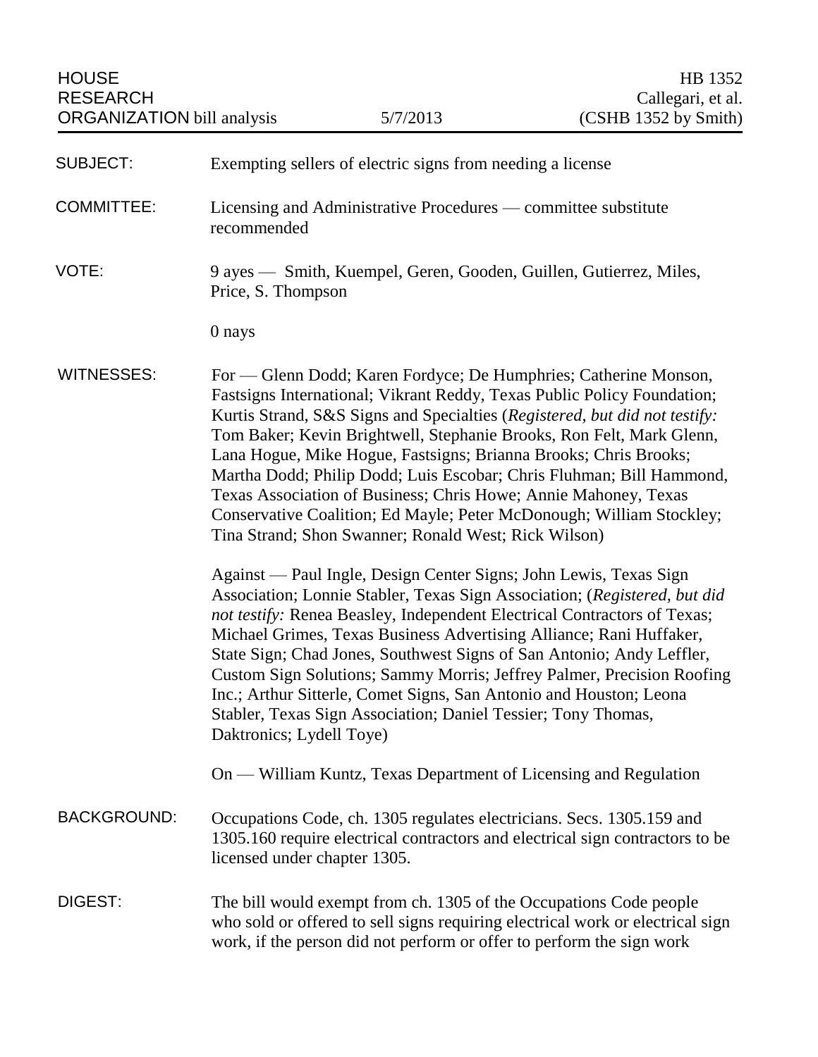| HOUSE RESEARCH ORGANIZATION bill analysis | 5/7/2013 | HB 1352 Callegari, et al. (CSHB 1352 by Smith) |
|---|---|---|

**SUBJECT:** Exempting sellers of electric signs from needing a license

**COMMITTEE:** Licensing and Administrative Procedures — committee substitute recommended

**VOTE:** 9 ayes — Smith, Kuempel, Geren, Gooden, Guillen, Gutierrez, Miles, Price, S. Thompson

0 nays

**WITNESSES:** For — Glenn Dodd; Karen Fordyce; De Humphries; Catherine Monson, Fastsigns International; Vikrant Reddy, Texas Public Policy Foundation; Kurtis Strand, S&S Signs and Specialties (*Registered, but did not testify:* Tom Baker; Kevin Brightwell, Stephanie Brooks, Ron Felt, Mark Glenn, Lana Hogue, Mike Hogue, Fastsigns; Brianna Brooks; Chris Brooks; Martha Dodd; Philip Dodd; Luis Escobar; Chris Fluhman; Bill Hammond, Texas Association of Business; Chris Howe; Annie Mahoney, Texas Conservative Coalition; Ed Mayle; Peter McDonough; William Stockley; Tina Strand; Shon Swanner; Ronald West; Rick Wilson)

Against — Paul Ingle, Design Center Signs; John Lewis, Texas Sign Association; Lonnie Stabler, Texas Sign Association; (*Registered, but did not testify:* Renea Beasley, Independent Electrical Contractors of Texas; Michael Grimes, Texas Business Advertising Alliance; Rani Huffaker, State Sign; Chad Jones, Southwest Signs of San Antonio; Andy Leffler, Custom Sign Solutions; Sammy Morris; Jeffrey Palmer, Precision Roofing Inc.; Arthur Sitterle, Comet Signs, San Antonio and Houston; Leona Stabler, Texas Sign Association; Daniel Tessier; Tony Thomas, Daktronics; Lydell Toye)

On — William Kuntz, Texas Department of Licensing and Regulation

**BACKGROUND:** Occupations Code, ch. 1305 regulates electricians. Secs. 1305.159 and 1305.160 require electrical contractors and electrical sign contractors to be licensed under chapter 1305.

**DIGEST:** The bill would exempt from ch. 1305 of the Occupations Code people who sold or offered to sell signs requiring electrical work or electrical sign work, if the person did not perform or offer to perform the sign work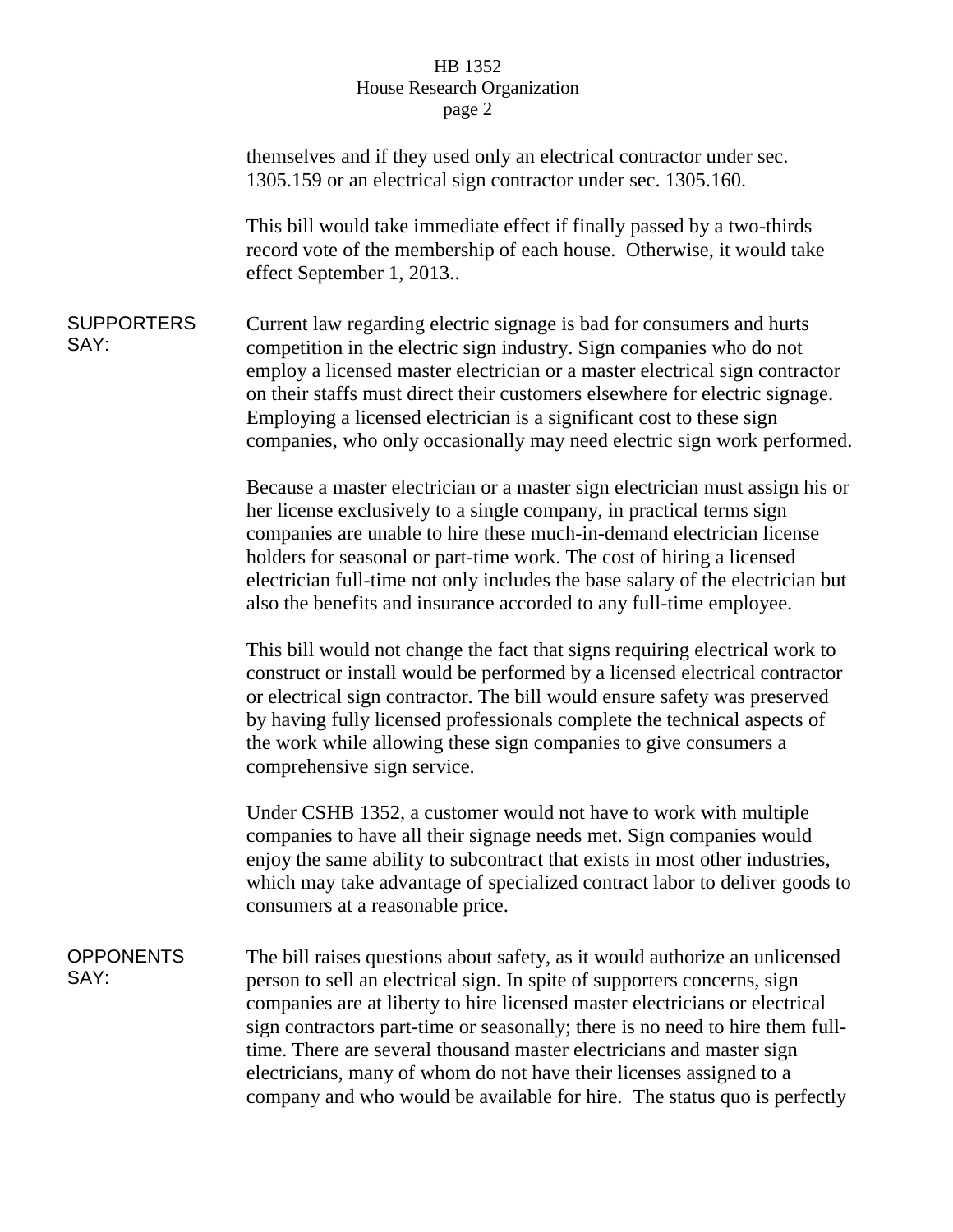themselves and if they used only an electrical contractor under sec. 1305.159 or an electrical sign contractor under sec. 1305.160.

This bill would take immediate effect if finally passed by a two-thirds record vote of the membership of each house. Otherwise, it would take effect September 1, 2013..

**SUPPORTERS SAY:**

Current law regarding electric signage is bad for consumers and hurts competition in the electric sign industry. Sign companies who do not employ a licensed master electrician or a master electrical sign contractor on their staffs must direct their customers elsewhere for electric signage. Employing a licensed electrician is a significant cost to these sign companies, who only occasionally may need electric sign work performed.

Because a master electrician or a master sign electrician must assign his or her license exclusively to a single company, in practical terms sign companies are unable to hire these much-in-demand electrician license holders for seasonal or part-time work. The cost of hiring a licensed electrician full-time not only includes the base salary of the electrician but also the benefits and insurance accorded to any full-time employee.

This bill would not change the fact that signs requiring electrical work to construct or install would be performed by a licensed electrical contractor or electrical sign contractor. The bill would ensure safety was preserved by having fully licensed professionals complete the technical aspects of the work while allowing these sign companies to give consumers a comprehensive sign service.

Under CSHB 1352, a customer would not have to work with multiple companies to have all their signage needs met. Sign companies would enjoy the same ability to subcontract that exists in most other industries, which may take advantage of specialized contract labor to deliver goods to consumers at a reasonable price.

**OPPONENTS SAY:**

The bill raises questions about safety, as it would authorize an unlicensed person to sell an electrical sign. In spite of supporters concerns, sign companies are at liberty to hire licensed master electricians or electrical sign contractors part-time or seasonally; there is no need to hire them full-time. There are several thousand master electricians and master sign electricians, many of whom do not have their licenses assigned to a company and who would be available for hire. The status quo is perfectly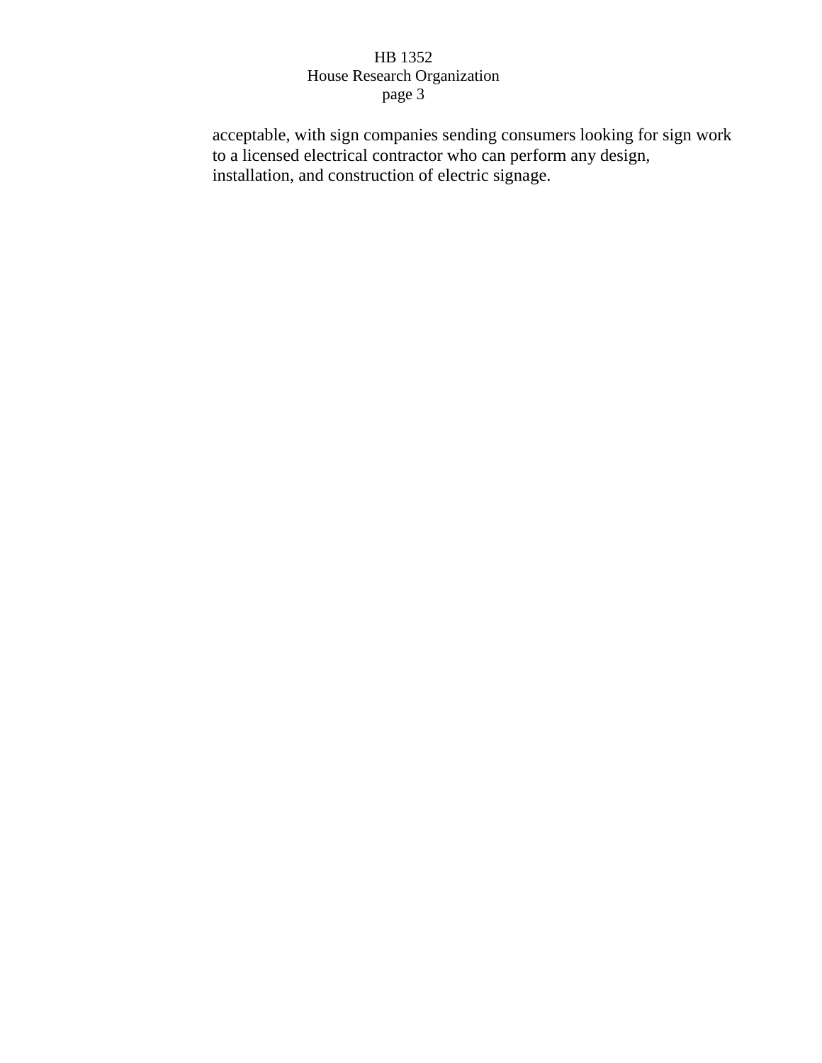acceptable, with sign companies sending consumers looking for sign work to a licensed electrical contractor who can perform any design, installation, and construction of electric signage.